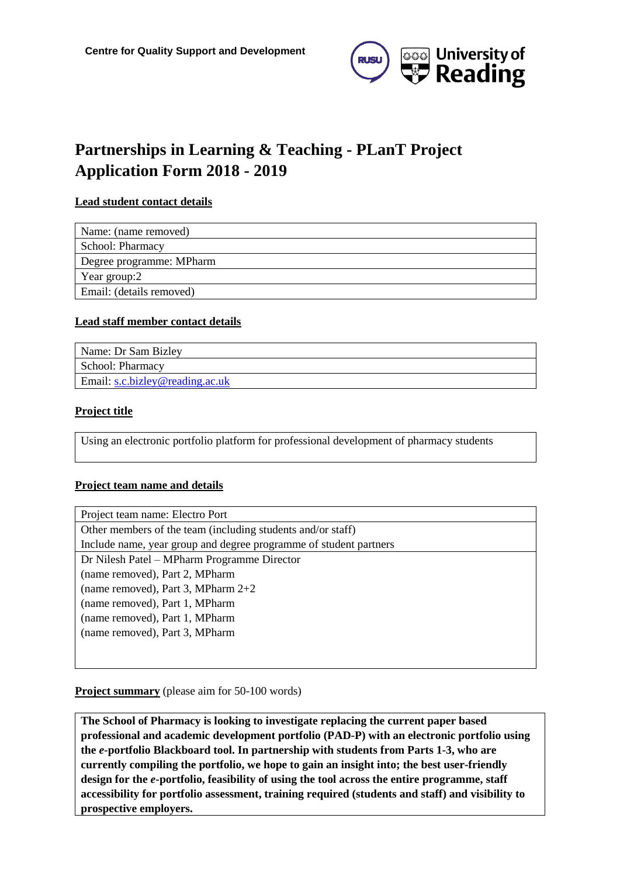Centre for Quality Support and Development

# Partnerships in Learning & Teaching - PLanT Project Application Form 2018 - 2019

**Lead student contact details**

| Name: (name removed) |
|---|
| School: Pharmacy |
| Degree programme: MPharm |
| Year group:2 |
| Email: (details removed) |

**Lead staff member contact details**

| Name: Dr Sam Bizley |
|---|
| School: Pharmacy |
| Email: s.c.bizley@reading.ac.uk |

**Project title**

| Using an electronic portfolio platform for professional development of pharmacy students |
|---|

**Project team name and details**

| Project team name: Electro Port |
|---|
| Other members of the team (including students and/or staff)<br>Include name, year group and degree programme of student partners |
| Dr Nilesh Patel – MPharm Programme Director<br>(name removed), Part 2, MPharm<br>(name removed), Part 3, MPharm 2+2<br>(name removed), Part 1, MPharm<br>(name removed), Part 1, MPharm<br>(name removed), Part 3, MPharm |

**Project summary** (please aim for 50-100 words)

| **The School of Pharmacy is looking to investigate replacing the current paper based professional and academic development portfolio (PAD-P) with an electronic portfolio using the *e*-portfolio Blackboard tool. In partnership with students from Parts 1-3, who are currently compiling the portfolio, we hope to gain an insight into; the best user-friendly design for the *e*-portfolio, feasibility of using the tool across the entire programme, staff accessibility for portfolio assessment, training required (students and staff) and visibility to prospective employers.** |
|---|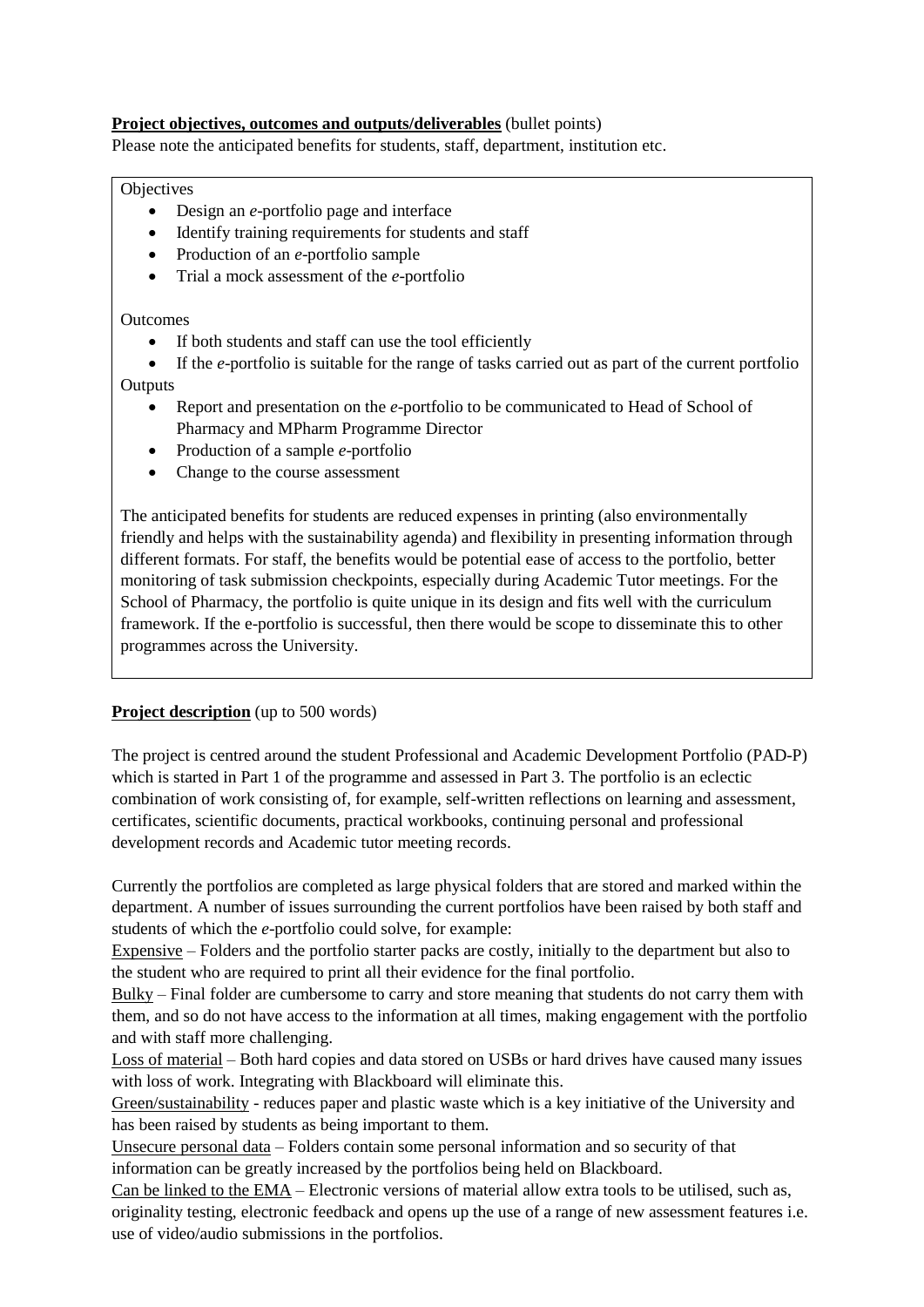**Project objectives, outcomes and outputs/deliverables** (bullet points)

Please note the anticipated benefits for students, staff, department, institution etc.

Objectives

- Design an *e*-portfolio page and interface
- Identify training requirements for students and staff
- Production of an *e*-portfolio sample
- Trial a mock assessment of the *e*-portfolio

Outcomes

- If both students and staff can use the tool efficiently
- If the *e*-portfolio is suitable for the range of tasks carried out as part of the current portfolio

Outputs

- Report and presentation on the *e*-portfolio to be communicated to Head of School of Pharmacy and MPharm Programme Director
- Production of a sample *e*-portfolio
- Change to the course assessment

The anticipated benefits for students are reduced expenses in printing (also environmentally friendly and helps with the sustainability agenda) and flexibility in presenting information through different formats. For staff, the benefits would be potential ease of access to the portfolio, better monitoring of task submission checkpoints, especially during Academic Tutor meetings. For the School of Pharmacy, the portfolio is quite unique in its design and fits well with the curriculum framework. If the e-portfolio is successful, then there would be scope to disseminate this to other programmes across the University.

**Project description** (up to 500 words)

The project is centred around the student Professional and Academic Development Portfolio (PAD-P) which is started in Part 1 of the programme and assessed in Part 3. The portfolio is an eclectic combination of work consisting of, for example, self-written reflections on learning and assessment, certificates, scientific documents, practical workbooks, continuing personal and professional development records and Academic tutor meeting records.

Currently the portfolios are completed as large physical folders that are stored and marked within the department. A number of issues surrounding the current portfolios have been raised by both staff and students of which the *e*-portfolio could solve, for example:

Expensive – Folders and the portfolio starter packs are costly, initially to the department but also to the student who are required to print all their evidence for the final portfolio.

Bulky – Final folder are cumbersome to carry and store meaning that students do not carry them with them, and so do not have access to the information at all times, making engagement with the portfolio and with staff more challenging.

Loss of material – Both hard copies and data stored on USBs or hard drives have caused many issues with loss of work. Integrating with Blackboard will eliminate this.

Green/sustainability - reduces paper and plastic waste which is a key initiative of the University and has been raised by students as being important to them.

Unsecure personal data – Folders contain some personal information and so security of that information can be greatly increased by the portfolios being held on Blackboard.

Can be linked to the EMA – Electronic versions of material allow extra tools to be utilised, such as, originality testing, electronic feedback and opens up the use of a range of new assessment features i.e. use of video/audio submissions in the portfolios.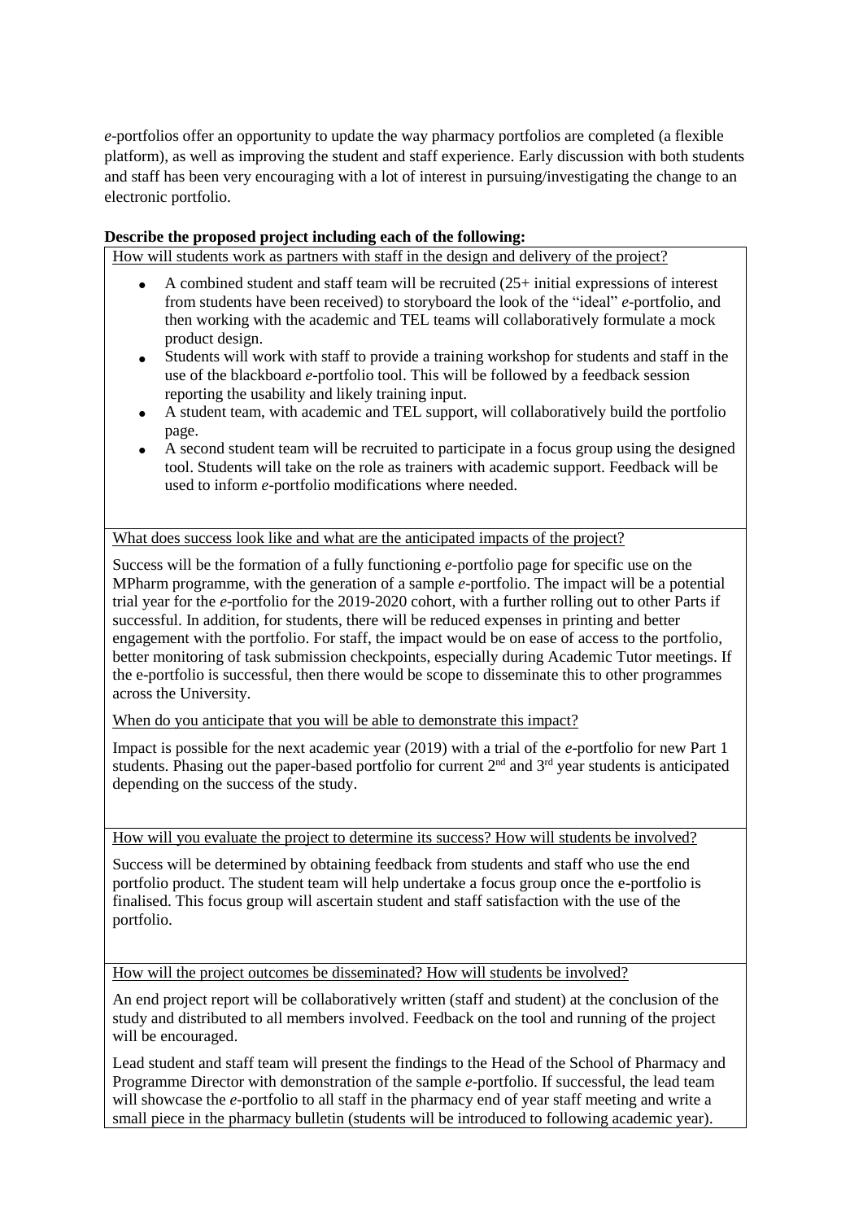*e*-portfolios offer an opportunity to update the way pharmacy portfolios are completed (a flexible platform), as well as improving the student and staff experience. Early discussion with both students and staff has been very encouraging with a lot of interest in pursuing/investigating the change to an electronic portfolio.

**Describe the proposed project including each of the following:**

How will students work as partners with staff in the design and delivery of the project?

- A combined student and staff team will be recruited (25+ initial expressions of interest from students have been received) to storyboard the look of the "ideal" *e*-portfolio, and then working with the academic and TEL teams will collaboratively formulate a mock product design.
- Students will work with staff to provide a training workshop for students and staff in the use of the blackboard *e*-portfolio tool. This will be followed by a feedback session reporting the usability and likely training input.
- A student team, with academic and TEL support, will collaboratively build the portfolio page.
- A second student team will be recruited to participate in a focus group using the designed tool. Students will take on the role as trainers with academic support. Feedback will be used to inform *e*-portfolio modifications where needed.

What does success look like and what are the anticipated impacts of the project?

Success will be the formation of a fully functioning *e*-portfolio page for specific use on the MPharm programme, with the generation of a sample *e*-portfolio. The impact will be a potential trial year for the *e*-portfolio for the 2019-2020 cohort, with a further rolling out to other Parts if successful. In addition, for students, there will be reduced expenses in printing and better engagement with the portfolio. For staff, the impact would be on ease of access to the portfolio, better monitoring of task submission checkpoints, especially during Academic Tutor meetings. If the e-portfolio is successful, then there would be scope to disseminate this to other programmes across the University.

When do you anticipate that you will be able to demonstrate this impact?

Impact is possible for the next academic year (2019) with a trial of the *e*-portfolio for new Part 1 students. Phasing out the paper-based portfolio for current 2nd and 3rd year students is anticipated depending on the success of the study.

How will you evaluate the project to determine its success? How will students be involved?

Success will be determined by obtaining feedback from students and staff who use the end portfolio product. The student team will help undertake a focus group once the e-portfolio is finalised. This focus group will ascertain student and staff satisfaction with the use of the portfolio.

How will the project outcomes be disseminated? How will students be involved?

An end project report will be collaboratively written (staff and student) at the conclusion of the study and distributed to all members involved. Feedback on the tool and running of the project will be encouraged.

Lead student and staff team will present the findings to the Head of the School of Pharmacy and Programme Director with demonstration of the sample *e*-portfolio. If successful, the lead team will showcase the *e*-portfolio to all staff in the pharmacy end of year staff meeting and write a small piece in the pharmacy bulletin (students will be introduced to following academic year).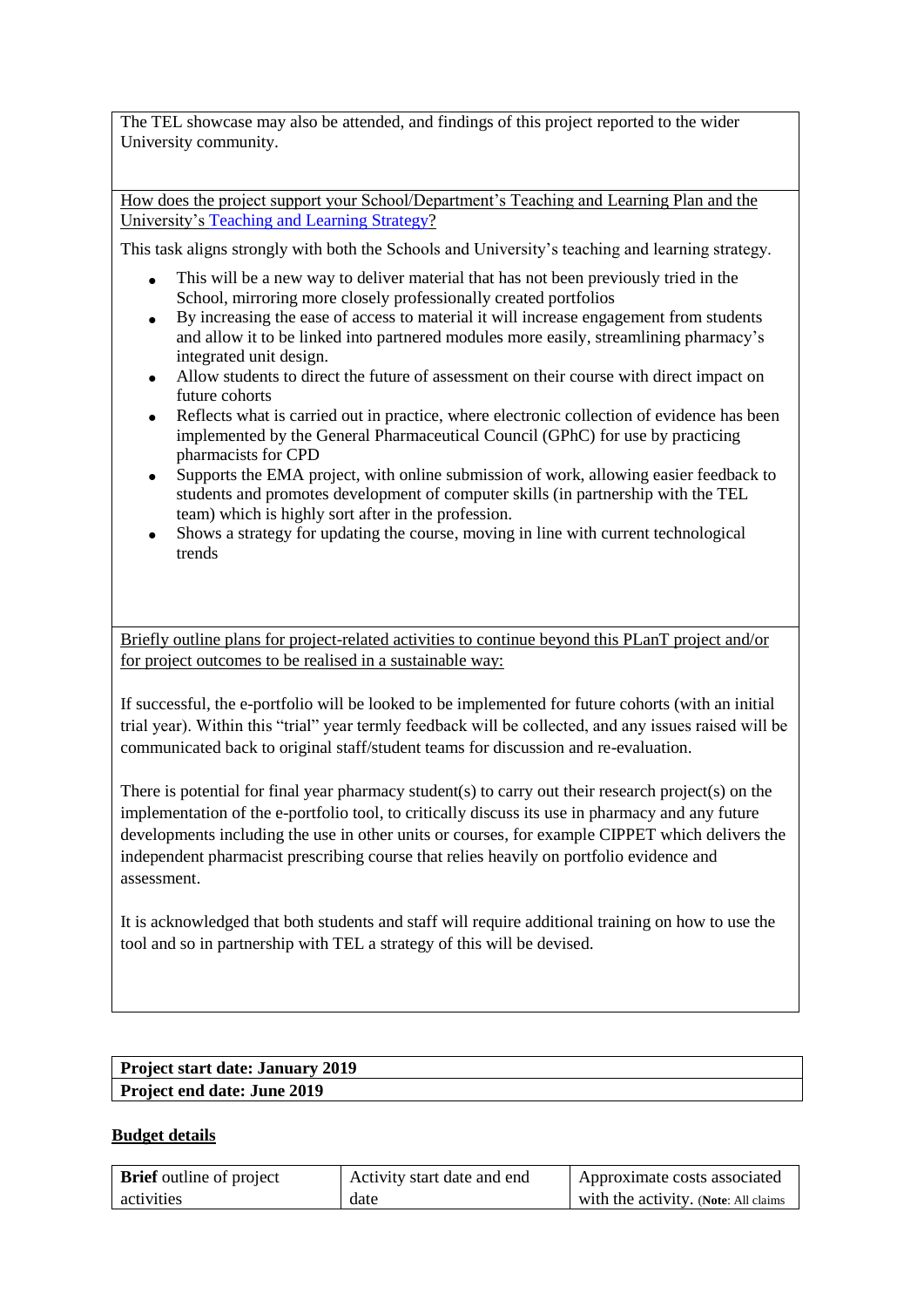The TEL showcase may also be attended, and findings of this project reported to the wider University community.

How does the project support your School/Department's Teaching and Learning Plan and the University's Teaching and Learning Strategy?

This task aligns strongly with both the Schools and University's teaching and learning strategy.

- This will be a new way to deliver material that has not been previously tried in the School, mirroring more closely professionally created portfolios
- By increasing the ease of access to material it will increase engagement from students and allow it to be linked into partnered modules more easily, streamlining pharmacy's integrated unit design.
- Allow students to direct the future of assessment on their course with direct impact on future cohorts
- Reflects what is carried out in practice, where electronic collection of evidence has been implemented by the General Pharmaceutical Council (GPhC) for use by practicing pharmacists for CPD
- Supports the EMA project, with online submission of work, allowing easier feedback to students and promotes development of computer skills (in partnership with the TEL team) which is highly sort after in the profession.
- Shows a strategy for updating the course, moving in line with current technological trends

Briefly outline plans for project-related activities to continue beyond this PLanT project and/or for project outcomes to be realised in a sustainable way:

If successful, the e-portfolio will be looked to be implemented for future cohorts (with an initial trial year). Within this "trial" year termly feedback will be collected, and any issues raised will be communicated back to original staff/student teams for discussion and re-evaluation.

There is potential for final year pharmacy student(s) to carry out their research project(s) on the implementation of the e-portfolio tool, to critically discuss its use in pharmacy and any future developments including the use in other units or courses, for example CIPPET which delivers the independent pharmacist prescribing course that relies heavily on portfolio evidence and assessment.

It is acknowledged that both students and staff will require additional training on how to use the tool and so in partnership with TEL a strategy of this will be devised.

**Project start date: January 2019**

**Project end date: June 2019**

**Budget details**

| **Brief** outline of project activities | Activity start date and end date | Approximate costs associated with the activity. (**Note**: All claims |
|---|---|---|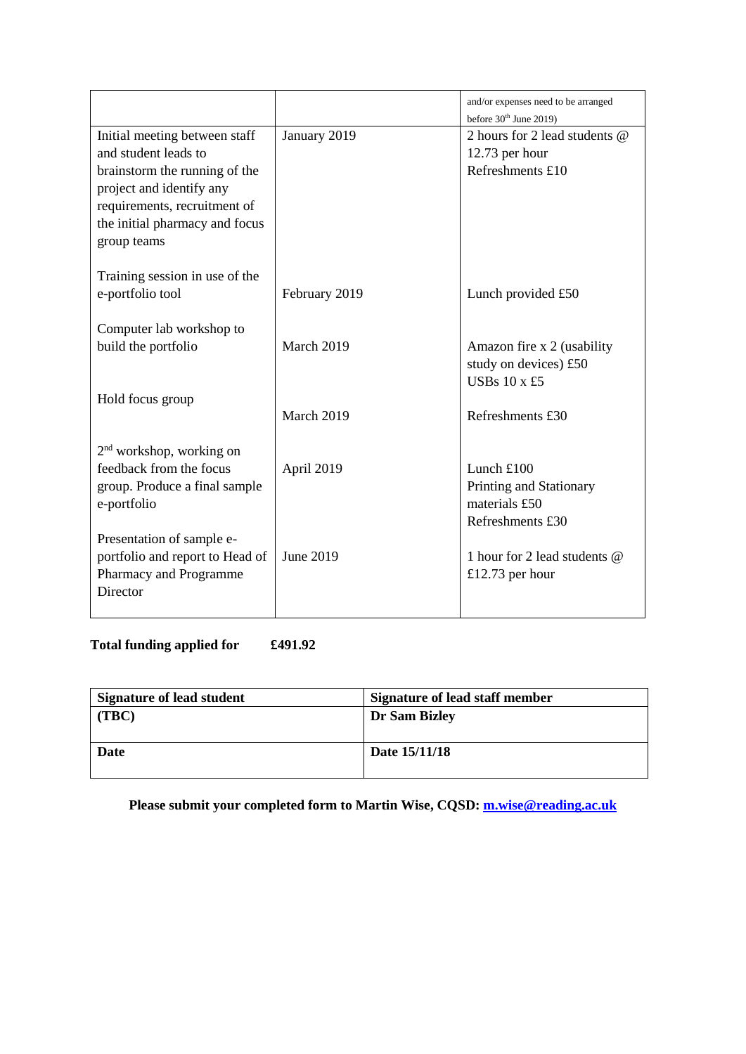| | | |
|---|---|---|
| | | and/or expenses need to be arranged before 30th June 2019) |
| Initial meeting between staff and student leads to brainstorm the running of the project and identify any requirements, recruitment of the initial pharmacy and focus group teams | January 2019 | 2 hours for 2 lead students @ 12.73 per hour<br>Refreshments £10 |
| Training session in use of the e-portfolio tool | February 2019 | Lunch provided £50 |
| Computer lab workshop to build the portfolio | March 2019 | Amazon fire x 2 (usability study on devices) £50<br>USBs 10 x £5 |
| Hold focus group | March 2019 | Refreshments £30 |
| 2nd workshop, working on feedback from the focus group. Produce a final sample e-portfolio | April 2019 | Lunch £100<br>Printing and Stationary materials £50<br>Refreshments £30 |
| Presentation of sample e-portfolio and report to Head of Pharmacy and Programme Director | June 2019 | 1 hour for 2 lead students @ £12.73 per hour |

**Total funding applied for £491.92**

| Signature of lead student | Signature of lead staff member |
|---|---|
| **(TBC)** | **Dr Sam Bizley** |
| **Date** | **Date 15/11/18** |

**Please submit your completed form to Martin Wise, CQSD: m.wise@reading.ac.uk**